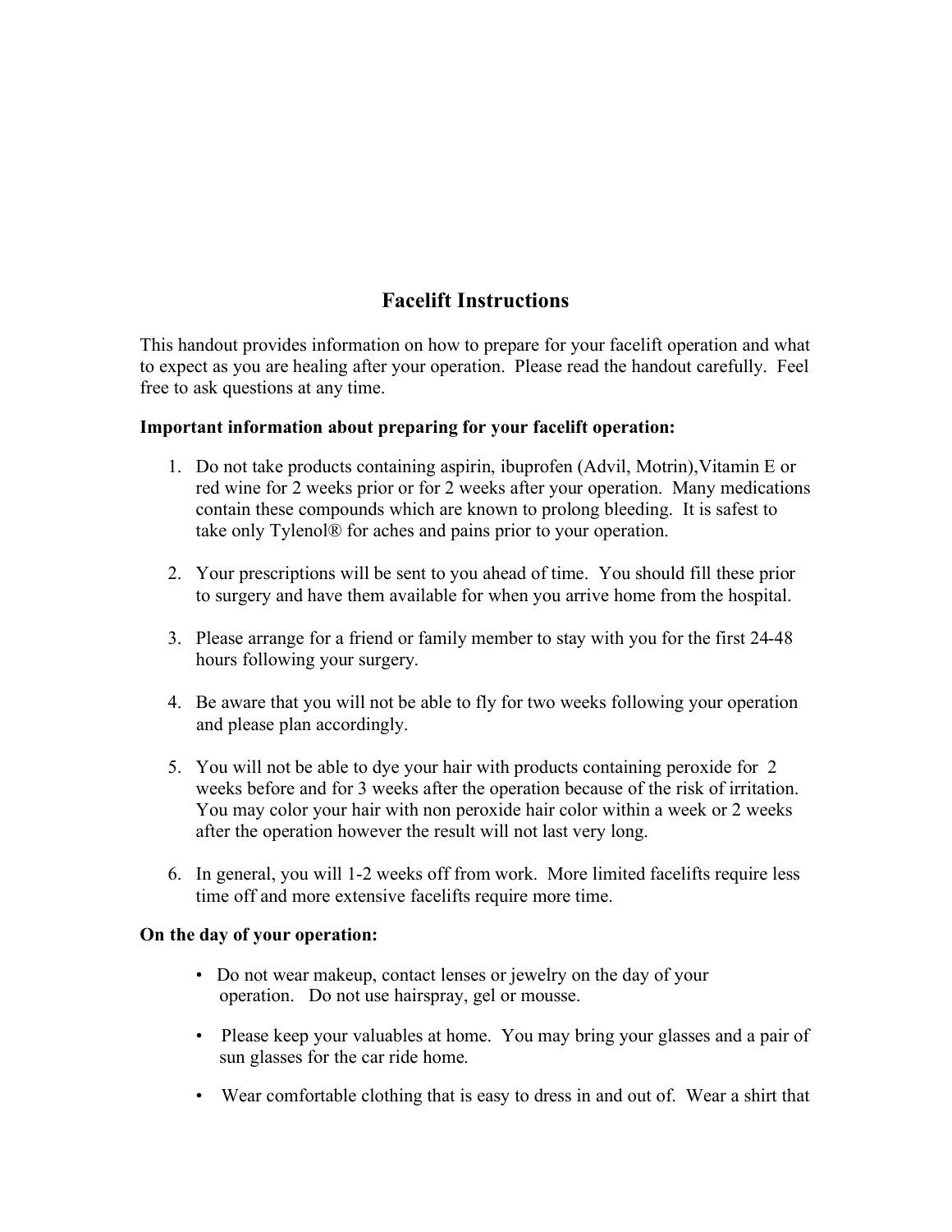# Facelift Instructions

This handout provides information on how to prepare for your facelift operation and what to expect as you are healing after your operation. Please read the handout carefully. Feel free to ask questions at any time.

**Important information about preparing for your facelift operation:**

1. Do not take products containing aspirin, ibuprofen (Advil, Motrin),Vitamin E or red wine for 2 weeks prior or for 2 weeks after your operation. Many medications contain these compounds which are known to prolong bleeding. It is safest to take only Tylenol® for aches and pains prior to your operation.

2. Your prescriptions will be sent to you ahead of time. You should fill these prior to surgery and have them available for when you arrive home from the hospital.

3. Please arrange for a friend or family member to stay with you for the first 24-48 hours following your surgery.

4. Be aware that you will not be able to fly for two weeks following your operation and please plan accordingly.

5. You will not be able to dye your hair with products containing peroxide for 2 weeks before and for 3 weeks after the operation because of the risk of irritation. You may color your hair with non peroxide hair color within a week or 2 weeks after the operation however the result will not last very long.

6. In general, you will 1-2 weeks off from work. More limited facelifts require less time off and more extensive facelifts require more time.

**On the day of your operation:**

- Do not wear makeup, contact lenses or jewelry on the day of your operation. Do not use hairspray, gel or mousse.

- Please keep your valuables at home. You may bring your glasses and a pair of sun glasses for the car ride home.

- Wear comfortable clothing that is easy to dress in and out of. Wear a shirt that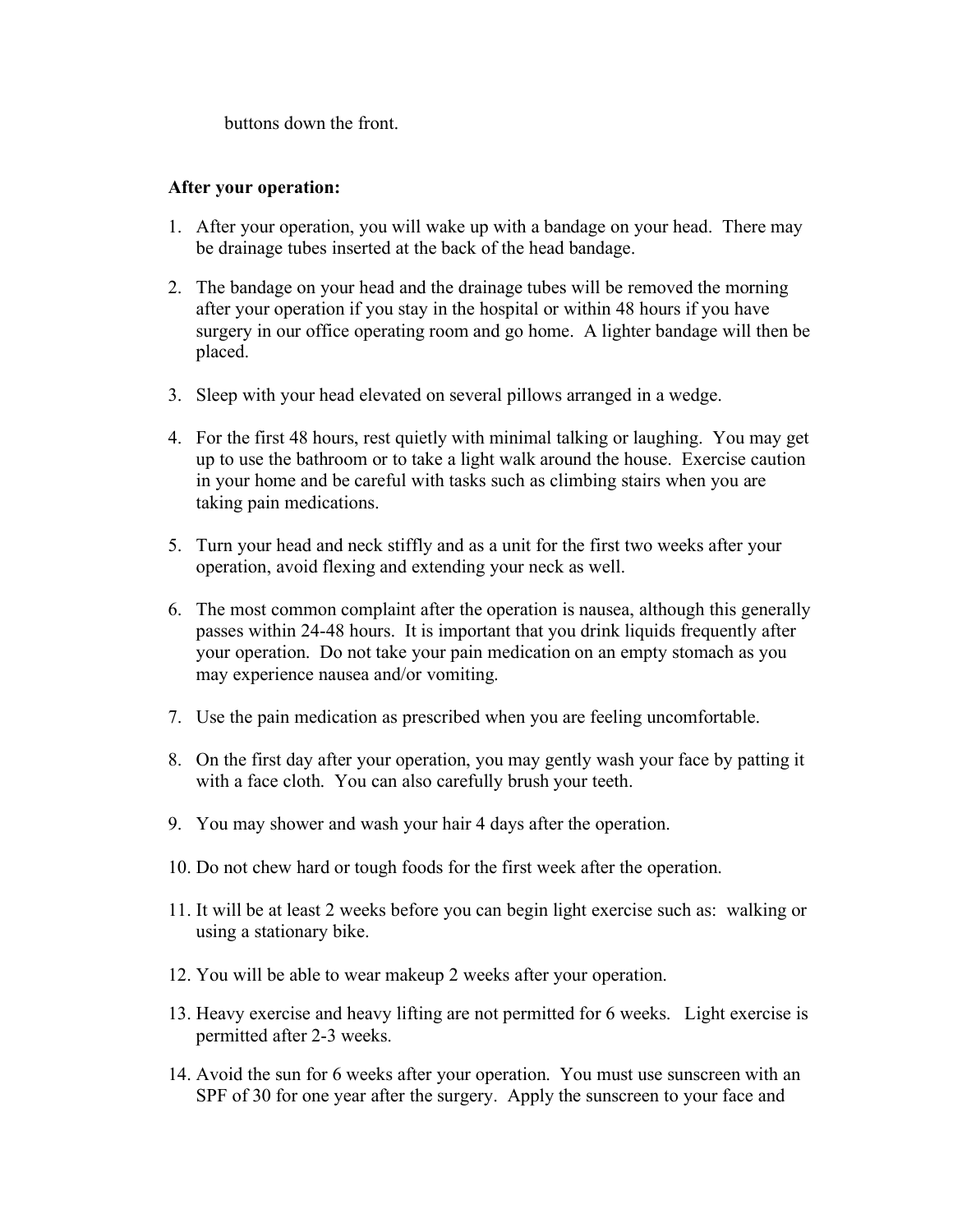buttons down the front.

**After your operation:**

1. After your operation, you will wake up with a bandage on your head. There may be drainage tubes inserted at the back of the head bandage.

2. The bandage on your head and the drainage tubes will be removed the morning after your operation if you stay in the hospital or within 48 hours if you have surgery in our office operating room and go home. A lighter bandage will then be placed.

3. Sleep with your head elevated on several pillows arranged in a wedge.

4. For the first 48 hours, rest quietly with minimal talking or laughing. You may get up to use the bathroom or to take a light walk around the house. Exercise caution in your home and be careful with tasks such as climbing stairs when you are taking pain medications.

5. Turn your head and neck stiffly and as a unit for the first two weeks after your operation, avoid flexing and extending your neck as well.

6. The most common complaint after the operation is nausea, although this generally passes within 24-48 hours. It is important that you drink liquids frequently after your operation. Do not take your pain medication on an empty stomach as you may experience nausea and/or vomiting.

7. Use the pain medication as prescribed when you are feeling uncomfortable.

8. On the first day after your operation, you may gently wash your face by patting it with a face cloth. You can also carefully brush your teeth.

9. You may shower and wash your hair 4 days after the operation.

10. Do not chew hard or tough foods for the first week after the operation.

11. It will be at least 2 weeks before you can begin light exercise such as: walking or using a stationary bike.

12. You will be able to wear makeup 2 weeks after your operation.

13. Heavy exercise and heavy lifting are not permitted for 6 weeks. Light exercise is permitted after 2-3 weeks.

14. Avoid the sun for 6 weeks after your operation. You must use sunscreen with an SPF of 30 for one year after the surgery. Apply the sunscreen to your face and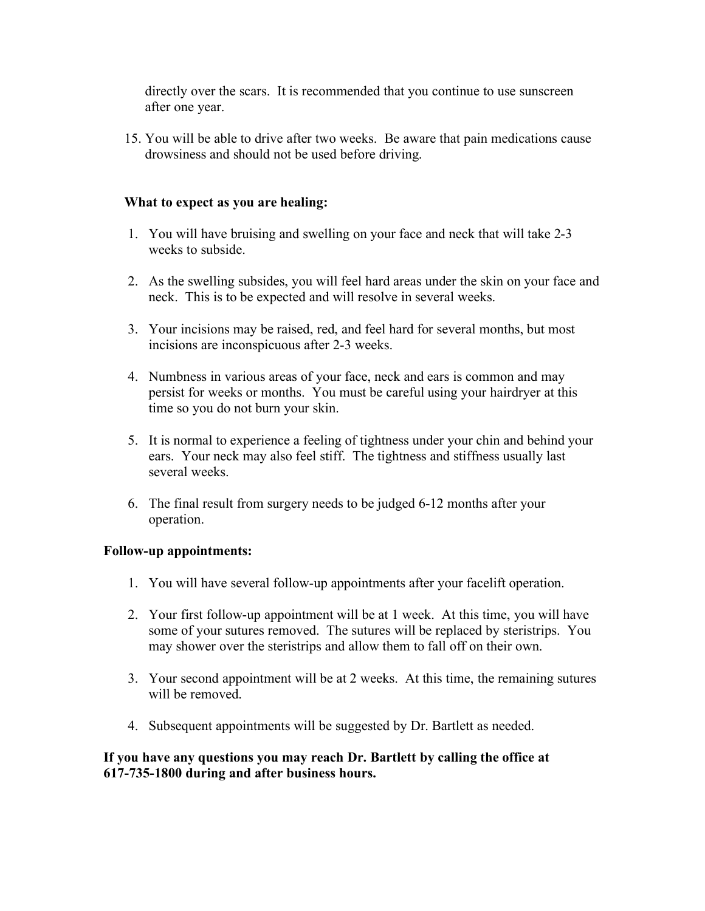directly over the scars. It is recommended that you continue to use sunscreen after one year.

15. You will be able to drive after two weeks. Be aware that pain medications cause drowsiness and should not be used before driving.

**What to expect as you are healing:**

1. You will have bruising and swelling on your face and neck that will take 2-3 weeks to subside.
2. As the swelling subsides, you will feel hard areas under the skin on your face and neck. This is to be expected and will resolve in several weeks.
3. Your incisions may be raised, red, and feel hard for several months, but most incisions are inconspicuous after 2-3 weeks.
4. Numbness in various areas of your face, neck and ears is common and may persist for weeks or months. You must be careful using your hairdryer at this time so you do not burn your skin.
5. It is normal to experience a feeling of tightness under your chin and behind your ears. Your neck may also feel stiff. The tightness and stiffness usually last several weeks.
6. The final result from surgery needs to be judged 6-12 months after your operation.

**Follow-up appointments:**

1. You will have several follow-up appointments after your facelift operation.
2. Your first follow-up appointment will be at 1 week. At this time, you will have some of your sutures removed. The sutures will be replaced by steristrips. You may shower over the steristrips and allow them to fall off on their own.
3. Your second appointment will be at 2 weeks. At this time, the remaining sutures will be removed.
4. Subsequent appointments will be suggested by Dr. Bartlett as needed.

**If you have any questions you may reach Dr. Bartlett by calling the office at 617-735-1800 during and after business hours.**